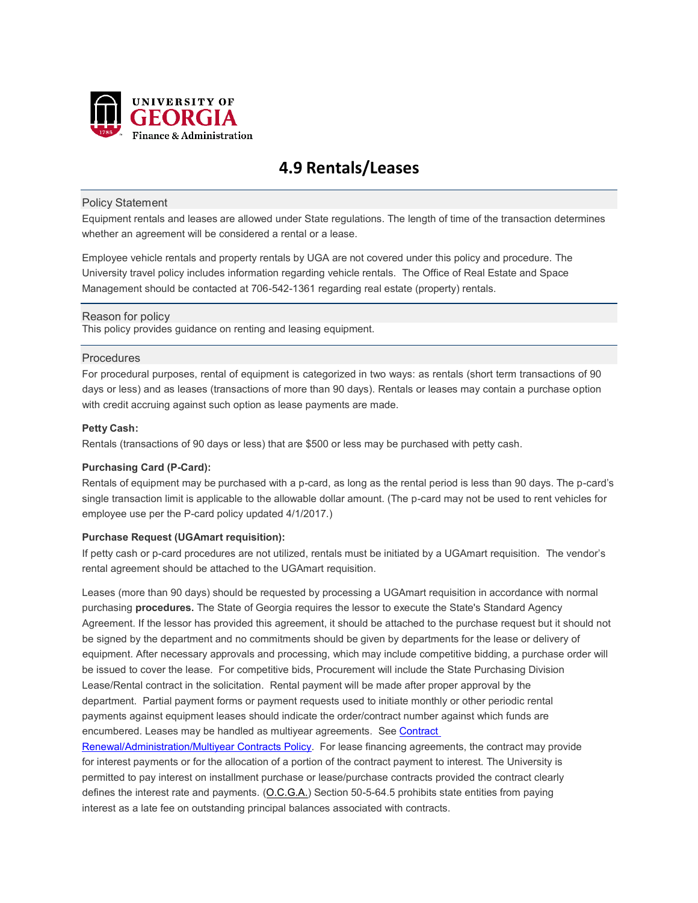UNIVERSITY OF GEORGIA
Finance & Administration

# 4.9 Rentals/Leases

## Policy Statement

Equipment rentals and leases are allowed under State regulations. The length of time of the transaction determines whether an agreement will be considered a rental or a lease.

Employee vehicle rentals and property rentals by UGA are not covered under this policy and procedure. The University travel policy includes information regarding vehicle rentals. The Office of Real Estate and Space Management should be contacted at 706-542-1361 regarding real estate (property) rentals.

## Reason for policy

This policy provides guidance on renting and leasing equipment.

## Procedures

For procedural purposes, rental of equipment is categorized in two ways: as rentals (short term transactions of 90 days or less) and as leases (transactions of more than 90 days). Rentals or leases may contain a purchase option with credit accruing against such option as lease payments are made.

**Petty Cash:**

Rentals (transactions of 90 days or less) that are $500 or less may be purchased with petty cash.

**Purchasing Card (P-Card):**

Rentals of equipment may be purchased with a p-card, as long as the rental period is less than 90 days. The p-card's single transaction limit is applicable to the allowable dollar amount. (The p-card may not be used to rent vehicles for employee use per the P-card policy updated 4/1/2017.)

**Purchase Request (UGAmart requisition):**

If petty cash or p-card procedures are not utilized, rentals must be initiated by a UGAmart requisition. The vendor's rental agreement should be attached to the UGAmart requisition.

Leases (more than 90 days) should be requested by processing a UGAmart requisition in accordance with normal purchasing **procedures.** The State of Georgia requires the lessor to execute the State's Standard Agency Agreement. If the lessor has provided this agreement, it should be attached to the purchase request but it should not be signed by the department and no commitments should be given by departments for the lease or delivery of equipment. After necessary approvals and processing, which may include competitive bidding, a purchase order will be issued to cover the lease. For competitive bids, Procurement will include the State Purchasing Division Lease/Rental contract in the solicitation. Rental payment will be made after proper approval by the department. Partial payment forms or payment requests used to initiate monthly or other periodic rental payments against equipment leases should indicate the order/contract number against which funds are encumbered. Leases may be handled as multiyear agreements. See Contract Renewal/Administration/Multiyear Contracts Policy. For lease financing agreements, the contract may provide for interest payments or for the allocation of a portion of the contract payment to interest. The University is permitted to pay interest on installment purchase or lease/purchase contracts provided the contract clearly defines the interest rate and payments. (O.C.G.A.) Section 50-5-64.5 prohibits state entities from paying interest as a late fee on outstanding principal balances associated with contracts.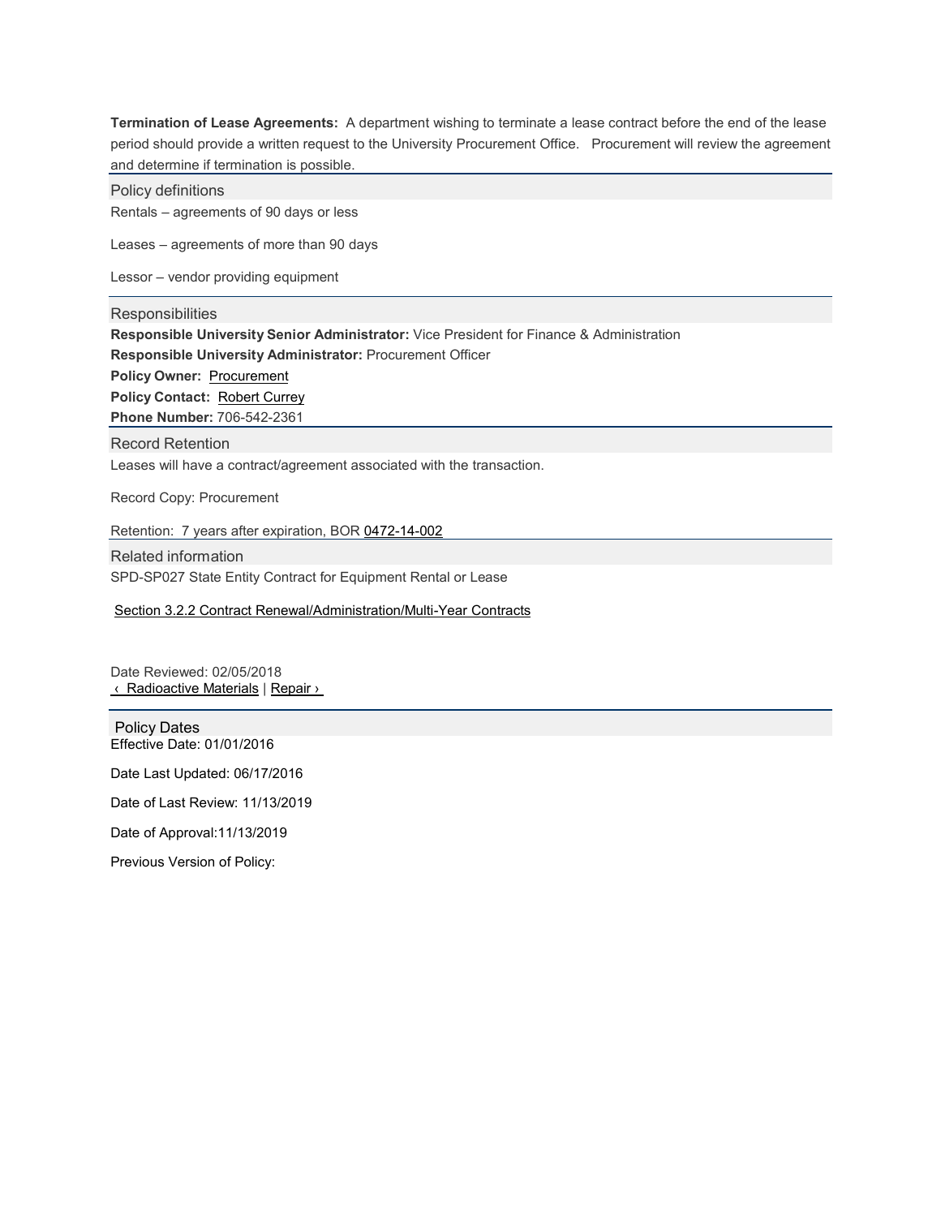**Termination of Lease Agreements:** A department wishing to terminate a lease contract before the end of the lease period should provide a written request to the University Procurement Office. Procurement will review the agreement and determine if termination is possible.

## Policy definitions

Rentals – agreements of 90 days or less

Leases – agreements of more than 90 days

Lessor – vendor providing equipment

## Responsibilities

**Responsible University Senior Administrator:** Vice President for Finance & Administration
**Responsible University Administrator:** Procurement Officer
**Policy Owner:** Procurement
**Policy Contact:** Robert Currey
**Phone Number:** 706-542-2361

## Record Retention

Leases will have a contract/agreement associated with the transaction.

Record Copy: Procurement

Retention: 7 years after expiration, BOR 0472-14-002

## Related information

SPD-SP027 State Entity Contract for Equipment Rental or Lease

Section 3.2.2 Contract Renewal/Administration/Multi-Year Contracts

Date Reviewed: 02/05/2018
‹ Radioactive Materials | Repair ›

## Policy Dates

Effective Date: 01/01/2016

Date Last Updated: 06/17/2016

Date of Last Review: 11/13/2019

Date of Approval:11/13/2019

Previous Version of Policy: